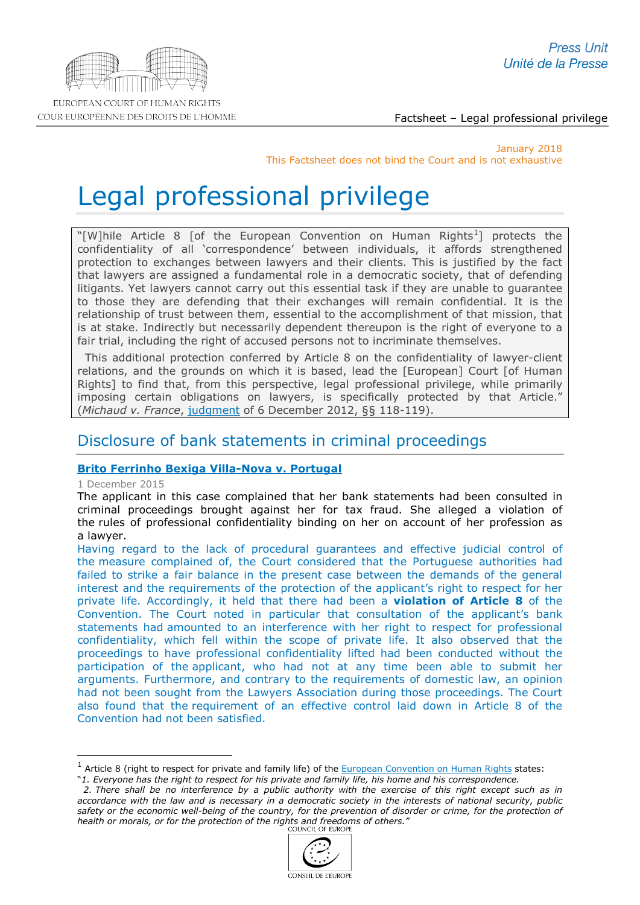January 2018
This Factsheet does not bind the Court and is not exhaustive

# Legal professional privilege

"[W]hile Article 8 [of the European Convention on Human Rights[1]] protects the confidentiality of all 'correspondence' between individuals, it affords strengthened protection to exchanges between lawyers and their clients. This is justified by the fact that lawyers are assigned a fundamental role in a democratic society, that of defending litigants. Yet lawyers cannot carry out this essential task if they are unable to guarantee to those they are defending that their exchanges will remain confidential. It is the relationship of trust between them, essential to the accomplishment of that mission, that is at stake. Indirectly but necessarily dependent thereupon is the right of everyone to a fair trial, including the right of accused persons not to incriminate themselves.

This additional protection conferred by Article 8 on the confidentiality of lawyer-client relations, and the grounds on which it is based, lead the [European] Court [of Human Rights] to find that, from this perspective, legal professional privilege, while primarily imposing certain obligations on lawyers, is specifically protected by that Article." (*Michaud v. France*, judgment of 6 December 2012, §§ 118-119).

## Disclosure of bank statements in criminal proceedings

### Brito Ferrinho Bexiga Villa-Nova v. Portugal

1 December 2015

The applicant in this case complained that her bank statements had been consulted in criminal proceedings brought against her for tax fraud. She alleged a violation of the rules of professional confidentiality binding on her on account of her profession as a lawyer.

Having regard to the lack of procedural guarantees and effective judicial control of the measure complained of, the Court considered that the Portuguese authorities had failed to strike a fair balance in the present case between the demands of the general interest and the requirements of the protection of the applicant's right to respect for her private life. Accordingly, it held that there had been a **violation of Article 8** of the Convention. The Court noted in particular that consultation of the applicant's bank statements had amounted to an interference with her right to respect for professional confidentiality, which fell within the scope of private life. It also observed that the proceedings to have professional confidentiality lifted had been conducted without the participation of the applicant, who had not at any time been able to submit her arguments. Furthermore, and contrary to the requirements of domestic law, an opinion had not been sought from the Lawyers Association during those proceedings. The Court also found that the requirement of an effective control laid down in Article 8 of the Convention had not been satisfied.

---

[1] Article 8 (right to respect for private and family life) of the European Convention on Human Rights states:
"*1. Everyone has the right to respect for his private and family life, his home and his correspondence.*
*2. There shall be no interference by a public authority with the exercise of this right except such as in accordance with the law and is necessary in a democratic society in the interests of national security, public safety or the economic well-being of the country, for the prevention of disorder or crime, for the protection of health or morals, or for the protection of the rights and freedoms of others.*"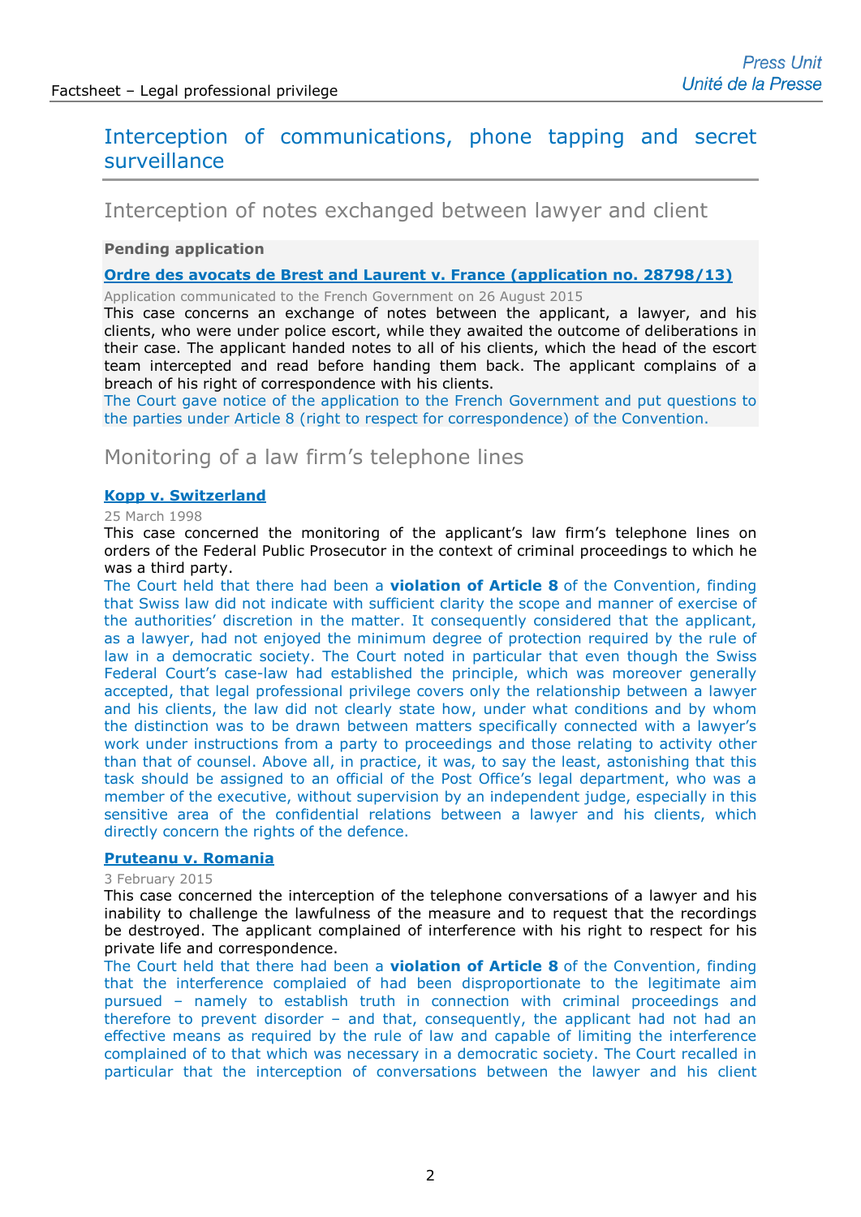## Interception of communications, phone tapping and secret surveillance

### Interception of notes exchanged between lawyer and client

**Pending application**

**Ordre des avocats de Brest and Laurent v. France (application no. 28798/13)**

Application communicated to the French Government on 26 August 2015

This case concerns an exchange of notes between the applicant, a lawyer, and his clients, who were under police escort, while they awaited the outcome of deliberations in their case. The applicant handed notes to all of his clients, which the head of the escort team intercepted and read before handing them back. The applicant complains of a breach of his right of correspondence with his clients.

The Court gave notice of the application to the French Government and put questions to the parties under Article 8 (right to respect for correspondence) of the Convention.

### Monitoring of a law firm's telephone lines

**Kopp v. Switzerland**

25 March 1998

This case concerned the monitoring of the applicant's law firm's telephone lines on orders of the Federal Public Prosecutor in the context of criminal proceedings to which he was a third party.

The Court held that there had been a **violation of Article 8** of the Convention, finding that Swiss law did not indicate with sufficient clarity the scope and manner of exercise of the authorities' discretion in the matter. It consequently considered that the applicant, as a lawyer, had not enjoyed the minimum degree of protection required by the rule of law in a democratic society. The Court noted in particular that even though the Swiss Federal Court's case-law had established the principle, which was moreover generally accepted, that legal professional privilege covers only the relationship between a lawyer and his clients, the law did not clearly state how, under what conditions and by whom the distinction was to be drawn between matters specifically connected with a lawyer's work under instructions from a party to proceedings and those relating to activity other than that of counsel. Above all, in practice, it was, to say the least, astonishing that this task should be assigned to an official of the Post Office's legal department, who was a member of the executive, without supervision by an independent judge, especially in this sensitive area of the confidential relations between a lawyer and his clients, which directly concern the rights of the defence.

**Pruteanu v. Romania**

3 February 2015

This case concerned the interception of the telephone conversations of a lawyer and his inability to challenge the lawfulness of the measure and to request that the recordings be destroyed. The applicant complained of interference with his right to respect for his private life and correspondence.

The Court held that there had been a **violation of Article 8** of the Convention, finding that the interference complaied of had been disproportionate to the legitimate aim pursued – namely to establish truth in connection with criminal proceedings and therefore to prevent disorder – and that, consequently, the applicant had not had an effective means as required by the rule of law and capable of limiting the interference complained of to that which was necessary in a democratic society. The Court recalled in particular that the interception of conversations between the lawyer and his client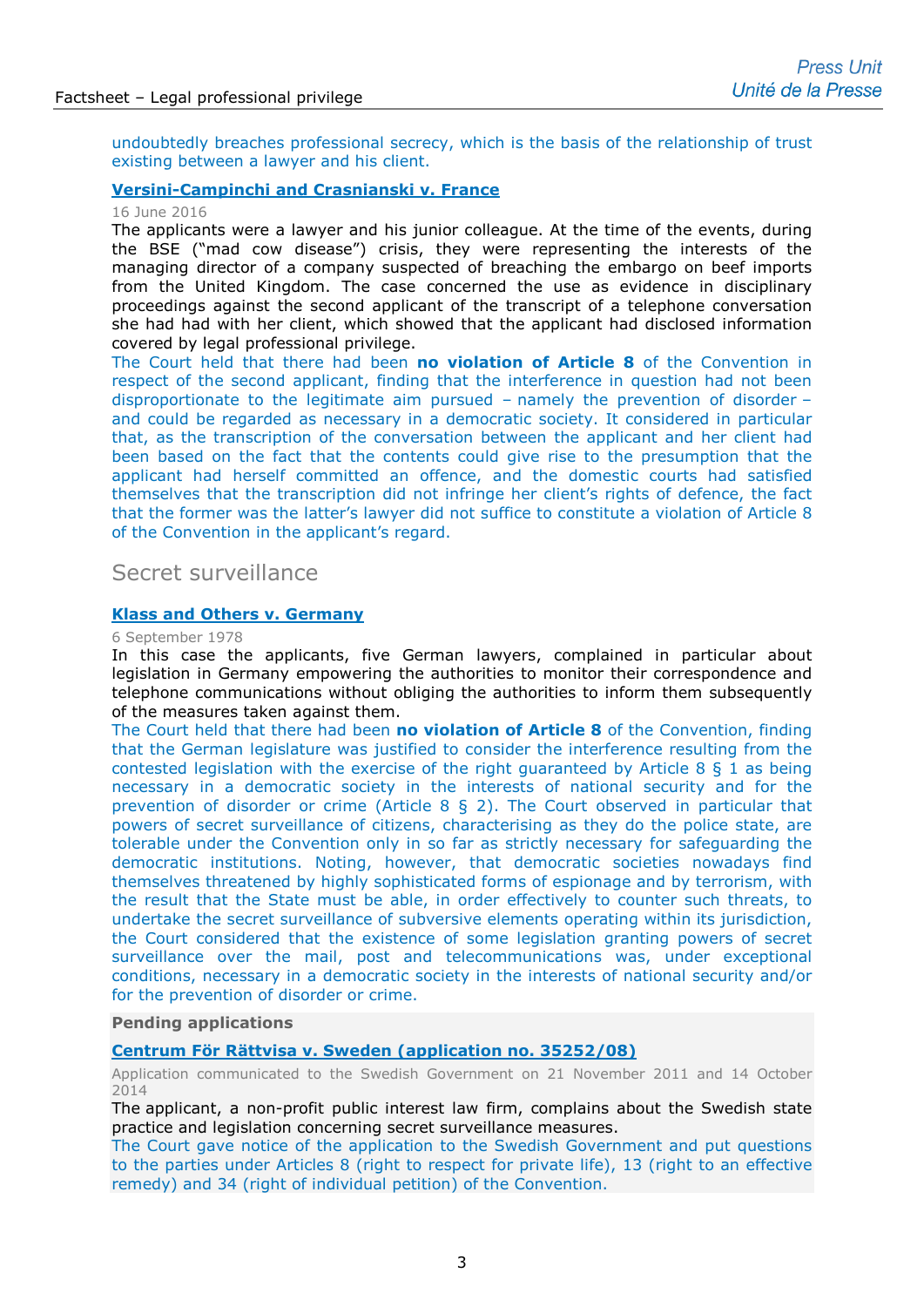undoubtedly breaches professional secrecy, which is the basis of the relationship of trust existing between a lawyer and his client.

**Versini-Campinchi and Crasnianski v. France**

16 June 2016

The applicants were a lawyer and his junior colleague. At the time of the events, during the BSE ("mad cow disease") crisis, they were representing the interests of the managing director of a company suspected of breaching the embargo on beef imports from the United Kingdom. The case concerned the use as evidence in disciplinary proceedings against the second applicant of the transcript of a telephone conversation she had had with her client, which showed that the applicant had disclosed information covered by legal professional privilege.

The Court held that there had been **no violation of Article 8** of the Convention in respect of the second applicant, finding that the interference in question had not been disproportionate to the legitimate aim pursued – namely the prevention of disorder – and could be regarded as necessary in a democratic society. It considered in particular that, as the transcription of the conversation between the applicant and her client had been based on the fact that the contents could give rise to the presumption that the applicant had herself committed an offence, and the domestic courts had satisfied themselves that the transcription did not infringe her client's rights of defence, the fact that the former was the latter's lawyer did not suffice to constitute a violation of Article 8 of the Convention in the applicant's regard.

## Secret surveillance

**Klass and Others v. Germany**

6 September 1978

In this case the applicants, five German lawyers, complained in particular about legislation in Germany empowering the authorities to monitor their correspondence and telephone communications without obliging the authorities to inform them subsequently of the measures taken against them.

The Court held that there had been **no violation of Article 8** of the Convention, finding that the German legislature was justified to consider the interference resulting from the contested legislation with the exercise of the right guaranteed by Article 8 § 1 as being necessary in a democratic society in the interests of national security and for the prevention of disorder or crime (Article 8 § 2). The Court observed in particular that powers of secret surveillance of citizens, characterising as they do the police state, are tolerable under the Convention only in so far as strictly necessary for safeguarding the democratic institutions. Noting, however, that democratic societies nowadays find themselves threatened by highly sophisticated forms of espionage and by terrorism, with the result that the State must be able, in order effectively to counter such threats, to undertake the secret surveillance of subversive elements operating within its jurisdiction, the Court considered that the existence of some legislation granting powers of secret surveillance over the mail, post and telecommunications was, under exceptional conditions, necessary in a democratic society in the interests of national security and/or for the prevention of disorder or crime.

**Pending applications**

**Centrum För Rättvisa v. Sweden (application no. 35252/08)**

Application communicated to the Swedish Government on 21 November 2011 and 14 October 2014

The applicant, a non-profit public interest law firm, complains about the Swedish state practice and legislation concerning secret surveillance measures.

The Court gave notice of the application to the Swedish Government and put questions to the parties under Articles 8 (right to respect for private life), 13 (right to an effective remedy) and 34 (right of individual petition) of the Convention.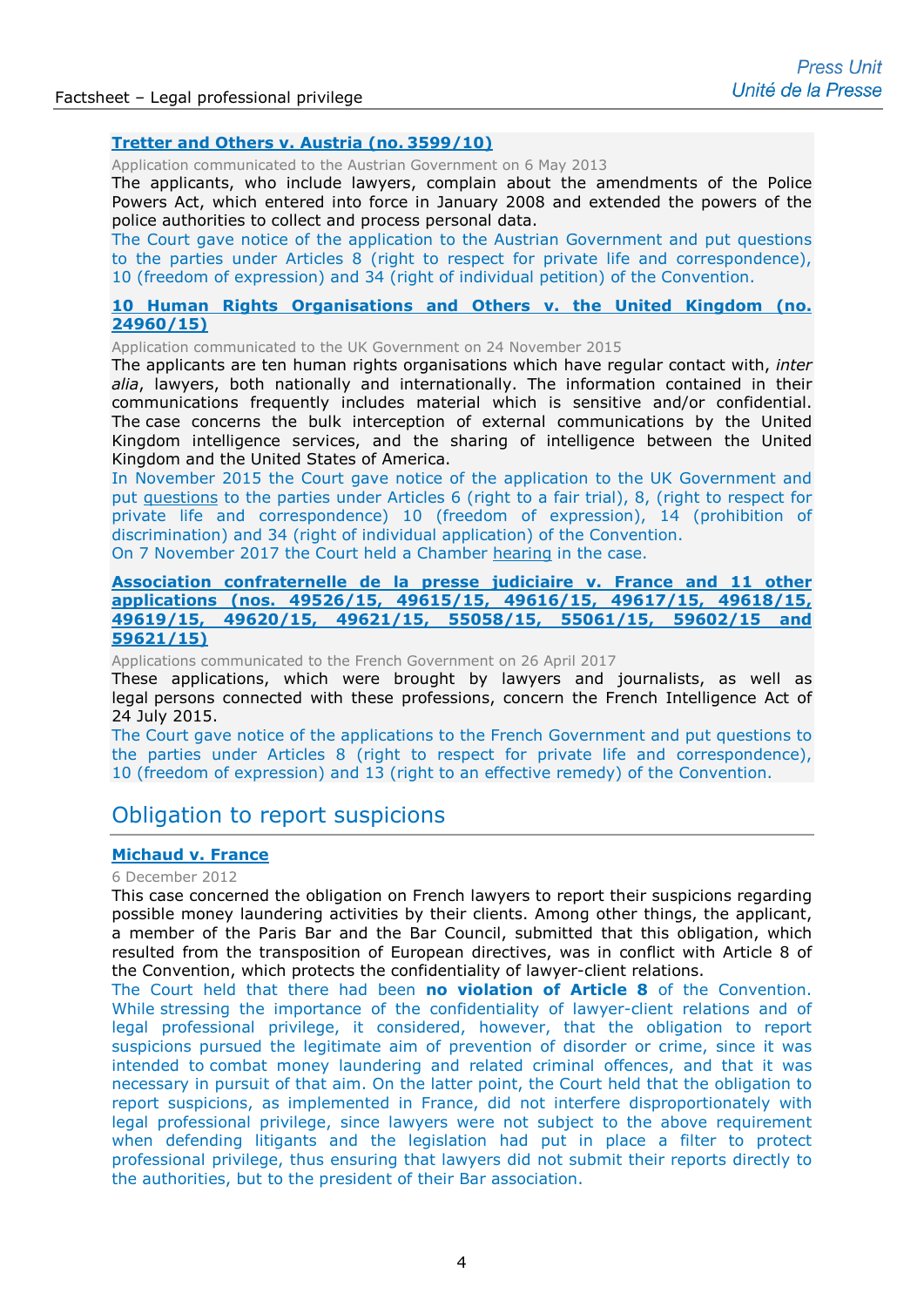**Tretter and Others v. Austria (no. 3599/10)**

Application communicated to the Austrian Government on 6 May 2013

The applicants, who include lawyers, complain about the amendments of the Police Powers Act, which entered into force in January 2008 and extended the powers of the police authorities to collect and process personal data.

The Court gave notice of the application to the Austrian Government and put questions to the parties under Articles 8 (right to respect for private life and correspondence), 10 (freedom of expression) and 34 (right of individual petition) of the Convention.

**10 Human Rights Organisations and Others v. the United Kingdom (no. 24960/15)**

Application communicated to the UK Government on 24 November 2015

The applicants are ten human rights organisations which have regular contact with, *inter alia*, lawyers, both nationally and internationally. The information contained in their communications frequently includes material which is sensitive and/or confidential. The case concerns the bulk interception of external communications by the United Kingdom intelligence services, and the sharing of intelligence between the United Kingdom and the United States of America.

In November 2015 the Court gave notice of the application to the UK Government and put questions to the parties under Articles 6 (right to a fair trial), 8, (right to respect for private life and correspondence) 10 (freedom of expression), 14 (prohibition of discrimination) and 34 (right of individual application) of the Convention.

On 7 November 2017 the Court held a Chamber hearing in the case.

**Association confraternelle de la presse judiciaire v. France and 11 other applications (nos. 49526/15, 49615/15, 49616/15, 49617/15, 49618/15, 49619/15, 49620/15, 49621/15, 55058/15, 55061/15, 59602/15 and 59621/15)**

Applications communicated to the French Government on 26 April 2017

These applications, which were brought by lawyers and journalists, as well as legal persons connected with these professions, concern the French Intelligence Act of 24 July 2015.

The Court gave notice of the applications to the French Government and put questions to the parties under Articles 8 (right to respect for private life and correspondence), 10 (freedom of expression) and 13 (right to an effective remedy) of the Convention.

## Obligation to report suspicions

**Michaud v. France**

6 December 2012

This case concerned the obligation on French lawyers to report their suspicions regarding possible money laundering activities by their clients. Among other things, the applicant, a member of the Paris Bar and the Bar Council, submitted that this obligation, which resulted from the transposition of European directives, was in conflict with Article 8 of the Convention, which protects the confidentiality of lawyer-client relations.

The Court held that there had been **no violation of Article 8** of the Convention. While stressing the importance of the confidentiality of lawyer-client relations and of legal professional privilege, it considered, however, that the obligation to report suspicions pursued the legitimate aim of prevention of disorder or crime, since it was intended to combat money laundering and related criminal offences, and that it was necessary in pursuit of that aim. On the latter point, the Court held that the obligation to report suspicions, as implemented in France, did not interfere disproportionately with legal professional privilege, since lawyers were not subject to the above requirement when defending litigants and the legislation had put in place a filter to protect professional privilege, thus ensuring that lawyers did not submit their reports directly to the authorities, but to the president of their Bar association.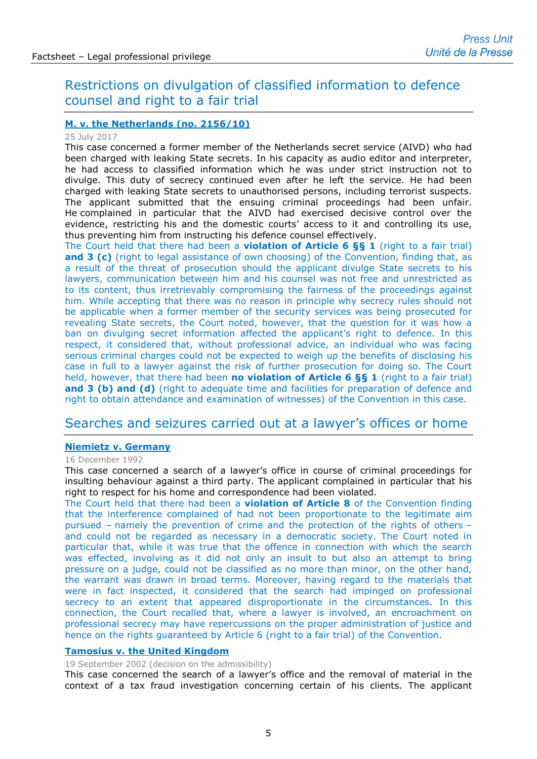## Restrictions on divulgation of classified information to defence counsel and right to a fair trial

**M. v. the Netherlands (no. 2156/10)**

25 July 2017

This case concerned a former member of the Netherlands secret service (AIVD) who had been charged with leaking State secrets. In his capacity as audio editor and interpreter, he had access to classified information which he was under strict instruction not to divulge. This duty of secrecy continued even after he left the service. He had been charged with leaking State secrets to unauthorised persons, including terrorist suspects. The applicant submitted that the ensuing criminal proceedings had been unfair. He complained in particular that the AIVD had exercised decisive control over the evidence, restricting his and the domestic courts' access to it and controlling its use, thus preventing him from instructing his defence counsel effectively.

The Court held that there had been a **violation of Article 6 §§ 1** (right to a fair trial) **and 3 (c)** (right to legal assistance of own choosing) of the Convention, finding that, as a result of the threat of prosecution should the applicant divulge State secrets to his lawyers, communication between him and his counsel was not free and unrestricted as to its content, thus irretrievably compromising the fairness of the proceedings against him. While accepting that there was no reason in principle why secrecy rules should not be applicable when a former member of the security services was being prosecuted for revealing State secrets, the Court noted, however, that the question for it was how a ban on divulging secret information affected the applicant's right to defence. In this respect, it considered that, without professional advice, an individual who was facing serious criminal charges could not be expected to weigh up the benefits of disclosing his case in full to a lawyer against the risk of further prosecution for doing so. The Court held, however, that there had been **no violation of Article 6 §§ 1** (right to a fair trial) **and 3 (b) and (d)** (right to adequate time and facilities for preparation of defence and right to obtain attendance and examination of witnesses) of the Convention in this case.

## Searches and seizures carried out at a lawyer's offices or home

**Niemietz v. Germany**

16 December 1992

This case concerned a search of a lawyer's office in course of criminal proceedings for insulting behaviour against a third party. The applicant complained in particular that his right to respect for his home and correspondence had been violated.

The Court held that there had been a **violation of Article 8** of the Convention finding that the interference complained of had not been proportionate to the legitimate aim pursued – namely the prevention of crime and the protection of the rights of others – and could not be regarded as necessary in a democratic society. The Court noted in particular that, while it was true that the offence in connection with which the search was effected, involving as it did not only an insult to but also an attempt to bring pressure on a judge, could not be classified as no more than minor, on the other hand, the warrant was drawn in broad terms. Moreover, having regard to the materials that were in fact inspected, it considered that the search had impinged on professional secrecy to an extent that appeared disproportionate in the circumstances. In this connection, the Court recalled that, where a lawyer is involved, an encroachment on professional secrecy may have repercussions on the proper administration of justice and hence on the rights guaranteed by Article 6 (right to a fair trial) of the Convention.

**Tamosius v. the United Kingdom**

19 September 2002 (decision on the admissibility)

This case concerned the search of a lawyer's office and the removal of material in the context of a tax fraud investigation concerning certain of his clients. The applicant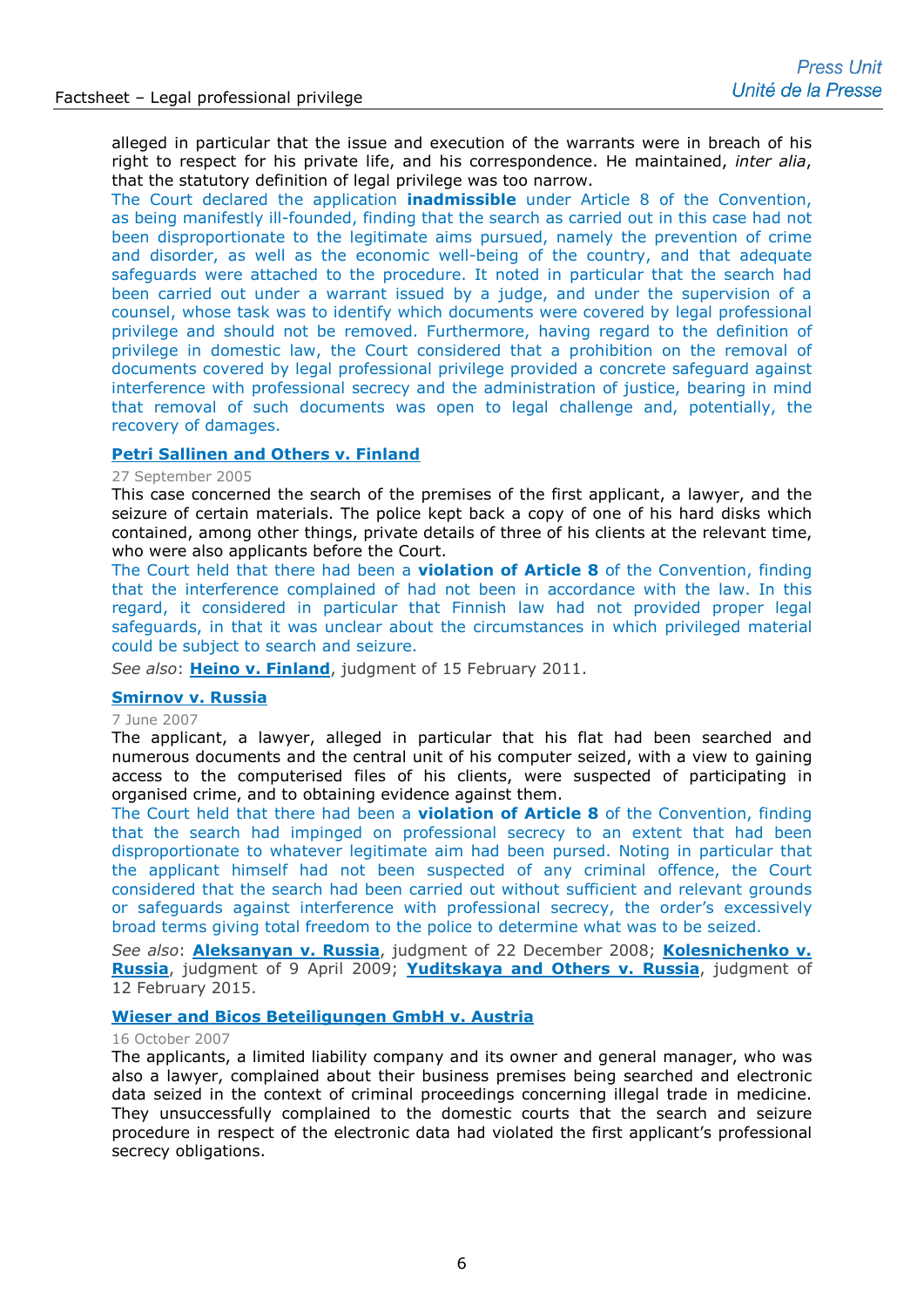alleged in particular that the issue and execution of the warrants were in breach of his right to respect for his private life, and his correspondence. He maintained, *inter alia*, that the statutory definition of legal privilege was too narrow.

The Court declared the application **inadmissible** under Article 8 of the Convention, as being manifestly ill-founded, finding that the search as carried out in this case had not been disproportionate to the legitimate aims pursued, namely the prevention of crime and disorder, as well as the economic well-being of the country, and that adequate safeguards were attached to the procedure. It noted in particular that the search had been carried out under a warrant issued by a judge, and under the supervision of a counsel, whose task was to identify which documents were covered by legal professional privilege and should not be removed. Furthermore, having regard to the definition of privilege in domestic law, the Court considered that a prohibition on the removal of documents covered by legal professional privilege provided a concrete safeguard against interference with professional secrecy and the administration of justice, bearing in mind that removal of such documents was open to legal challenge and, potentially, the recovery of damages.

### Petri Sallinen and Others v. Finland

27 September 2005

This case concerned the search of the premises of the first applicant, a lawyer, and the seizure of certain materials. The police kept back a copy of one of his hard disks which contained, among other things, private details of three of his clients at the relevant time, who were also applicants before the Court.

The Court held that there had been a **violation of Article 8** of the Convention, finding that the interference complained of had not been in accordance with the law. In this regard, it considered in particular that Finnish law had not provided proper legal safeguards, in that it was unclear about the circumstances in which privileged material could be subject to search and seizure.

*See also*: **Heino v. Finland**, judgment of 15 February 2011.

### Smirnov v. Russia

7 June 2007

The applicant, a lawyer, alleged in particular that his flat had been searched and numerous documents and the central unit of his computer seized, with a view to gaining access to the computerised files of his clients, were suspected of participating in organised crime, and to obtaining evidence against them.

The Court held that there had been a **violation of Article 8** of the Convention, finding that the search had impinged on professional secrecy to an extent that had been disproportionate to whatever legitimate aim had been pursed. Noting in particular that the applicant himself had not been suspected of any criminal offence, the Court considered that the search had been carried out without sufficient and relevant grounds or safeguards against interference with professional secrecy, the order's excessively broad terms giving total freedom to the police to determine what was to be seized.

*See also*: **Aleksanyan v. Russia**, judgment of 22 December 2008; **Kolesnichenko v. Russia**, judgment of 9 April 2009; **Yuditskaya and Others v. Russia**, judgment of 12 February 2015.

### Wieser and Bicos Beteiligungen GmbH v. Austria

16 October 2007

The applicants, a limited liability company and its owner and general manager, who was also a lawyer, complained about their business premises being searched and electronic data seized in the context of criminal proceedings concerning illegal trade in medicine. They unsuccessfully complained to the domestic courts that the search and seizure procedure in respect of the electronic data had violated the first applicant's professional secrecy obligations.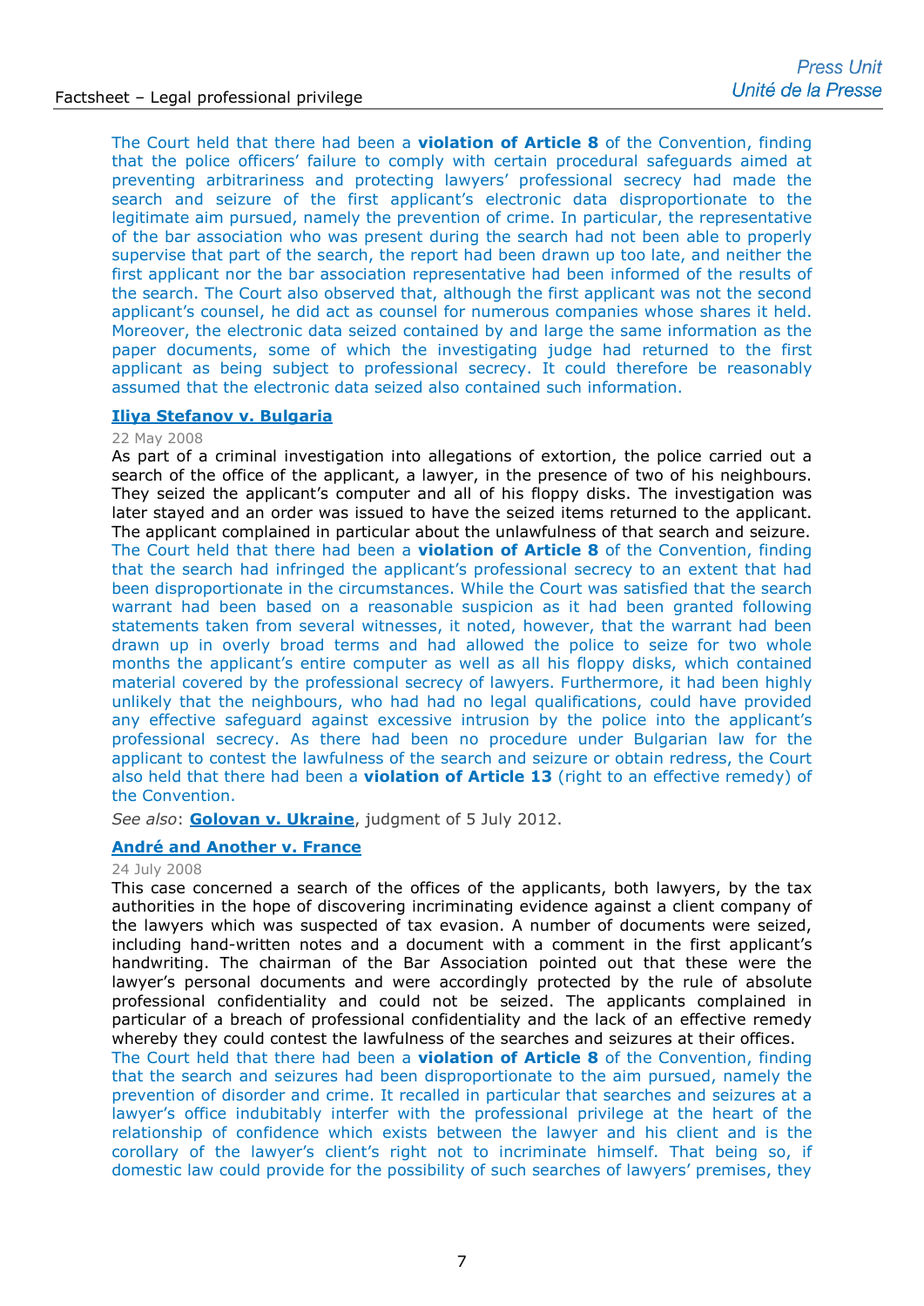The Court held that there had been a **violation of Article 8** of the Convention, finding that the police officers' failure to comply with certain procedural safeguards aimed at preventing arbitrariness and protecting lawyers' professional secrecy had made the search and seizure of the first applicant's electronic data disproportionate to the legitimate aim pursued, namely the prevention of crime. In particular, the representative of the bar association who was present during the search had not been able to properly supervise that part of the search, the report had been drawn up too late, and neither the first applicant nor the bar association representative had been informed of the results of the search. The Court also observed that, although the first applicant was not the second applicant's counsel, he did act as counsel for numerous companies whose shares it held. Moreover, the electronic data seized contained by and large the same information as the paper documents, some of which the investigating judge had returned to the first applicant as being subject to professional secrecy. It could therefore be reasonably assumed that the electronic data seized also contained such information.

### Iliya Stefanov v. Bulgaria

22 May 2008

As part of a criminal investigation into allegations of extortion, the police carried out a search of the office of the applicant, a lawyer, in the presence of two of his neighbours. They seized the applicant's computer and all of his floppy disks. The investigation was later stayed and an order was issued to have the seized items returned to the applicant. The applicant complained in particular about the unlawfulness of that search and seizure.

The Court held that there had been a **violation of Article 8** of the Convention, finding that the search had infringed the applicant's professional secrecy to an extent that had been disproportionate in the circumstances. While the Court was satisfied that the search warrant had been based on a reasonable suspicion as it had been granted following statements taken from several witnesses, it noted, however, that the warrant had been drawn up in overly broad terms and had allowed the police to seize for two whole months the applicant's entire computer as well as all his floppy disks, which contained material covered by the professional secrecy of lawyers. Furthermore, it had been highly unlikely that the neighbours, who had had no legal qualifications, could have provided any effective safeguard against excessive intrusion by the police into the applicant's professional secrecy. As there had been no procedure under Bulgarian law for the applicant to contest the lawfulness of the search and seizure or obtain redress, the Court also held that there had been a **violation of Article 13** (right to an effective remedy) of the Convention.

*See also*: **Golovan v. Ukraine**, judgment of 5 July 2012.

### André and Another v. France

24 July 2008

This case concerned a search of the offices of the applicants, both lawyers, by the tax authorities in the hope of discovering incriminating evidence against a client company of the lawyers which was suspected of tax evasion. A number of documents were seized, including hand-written notes and a document with a comment in the first applicant's handwriting. The chairman of the Bar Association pointed out that these were the lawyer's personal documents and were accordingly protected by the rule of absolute professional confidentiality and could not be seized. The applicants complained in particular of a breach of professional confidentiality and the lack of an effective remedy whereby they could contest the lawfulness of the searches and seizures at their offices.

The Court held that there had been a **violation of Article 8** of the Convention, finding that the search and seizures had been disproportionate to the aim pursued, namely the prevention of disorder and crime. It recalled in particular that searches and seizures at a lawyer's office indubitably interfer with the professional privilege at the heart of the relationship of confidence which exists between the lawyer and his client and is the corollary of the lawyer's client's right not to incriminate himself. That being so, if domestic law could provide for the possibility of such searches of lawyers' premises, they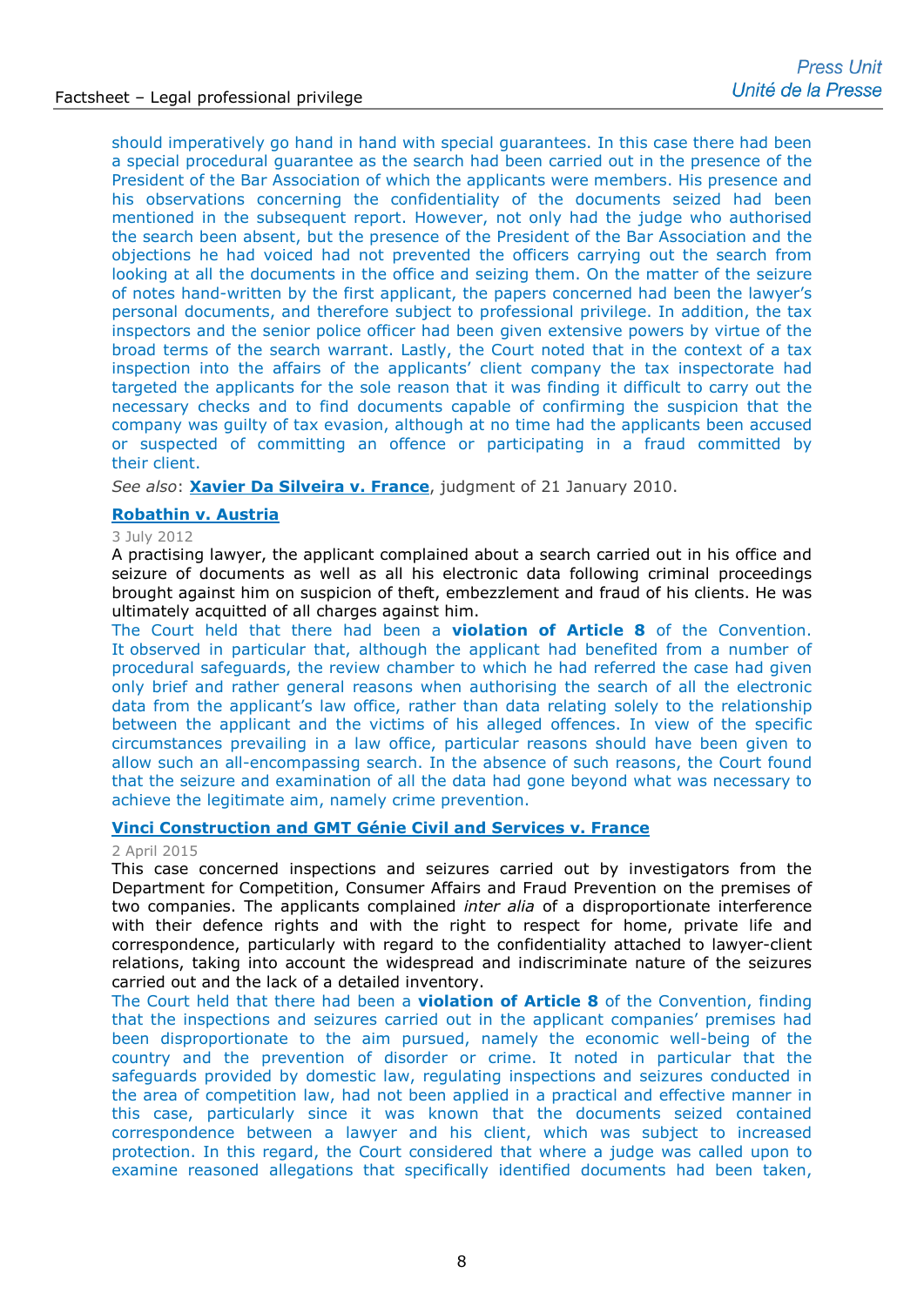should imperatively go hand in hand with special guarantees. In this case there had been a special procedural guarantee as the search had been carried out in the presence of the President of the Bar Association of which the applicants were members. His presence and his observations concerning the confidentiality of the documents seized had been mentioned in the subsequent report. However, not only had the judge who authorised the search been absent, but the presence of the President of the Bar Association and the objections he had voiced had not prevented the officers carrying out the search from looking at all the documents in the office and seizing them. On the matter of the seizure of notes hand-written by the first applicant, the papers concerned had been the lawyer's personal documents, and therefore subject to professional privilege. In addition, the tax inspectors and the senior police officer had been given extensive powers by virtue of the broad terms of the search warrant. Lastly, the Court noted that in the context of a tax inspection into the affairs of the applicants' client company the tax inspectorate had targeted the applicants for the sole reason that it was finding it difficult to carry out the necessary checks and to find documents capable of confirming the suspicion that the company was guilty of tax evasion, although at no time had the applicants been accused or suspected of committing an offence or participating in a fraud committed by their client.

*See also*: **Xavier Da Silveira v. France**, judgment of 21 January 2010.

### Robathin v. Austria

3 July 2012

A practising lawyer, the applicant complained about a search carried out in his office and seizure of documents as well as all his electronic data following criminal proceedings brought against him on suspicion of theft, embezzlement and fraud of his clients. He was ultimately acquitted of all charges against him.

The Court held that there had been a **violation of Article 8** of the Convention. It observed in particular that, although the applicant had benefited from a number of procedural safeguards, the review chamber to which he had referred the case had given only brief and rather general reasons when authorising the search of all the electronic data from the applicant's law office, rather than data relating solely to the relationship between the applicant and the victims of his alleged offences. In view of the specific circumstances prevailing in a law office, particular reasons should have been given to allow such an all-encompassing search. In the absence of such reasons, the Court found that the seizure and examination of all the data had gone beyond what was necessary to achieve the legitimate aim, namely crime prevention.

### Vinci Construction and GMT Génie Civil and Services v. France

2 April 2015

This case concerned inspections and seizures carried out by investigators from the Department for Competition, Consumer Affairs and Fraud Prevention on the premises of two companies. The applicants complained *inter alia* of a disproportionate interference with their defence rights and with the right to respect for home, private life and correspondence, particularly with regard to the confidentiality attached to lawyer-client relations, taking into account the widespread and indiscriminate nature of the seizures carried out and the lack of a detailed inventory.

The Court held that there had been a **violation of Article 8** of the Convention, finding that the inspections and seizures carried out in the applicant companies' premises had been disproportionate to the aim pursued, namely the economic well-being of the country and the prevention of disorder or crime. It noted in particular that the safeguards provided by domestic law, regulating inspections and seizures conducted in the area of competition law, had not been applied in a practical and effective manner in this case, particularly since it was known that the documents seized contained correspondence between a lawyer and his client, which was subject to increased protection. In this regard, the Court considered that where a judge was called upon to examine reasoned allegations that specifically identified documents had been taken,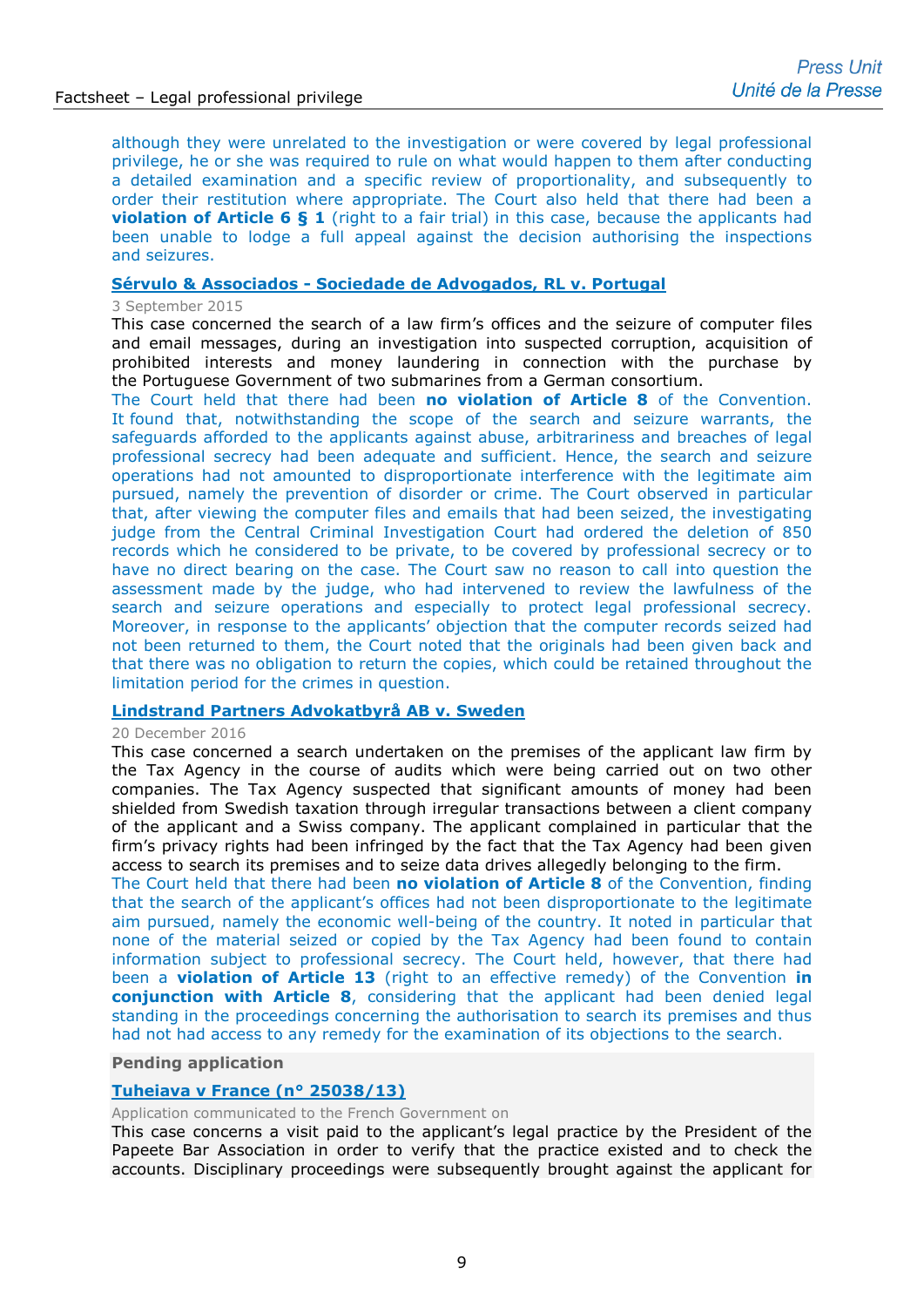although they were unrelated to the investigation or were covered by legal professional privilege, he or she was required to rule on what would happen to them after conducting a detailed examination and a specific review of proportionality, and subsequently to order their restitution where appropriate. The Court also held that there had been a **violation of Article 6 § 1** (right to a fair trial) in this case, because the applicants had been unable to lodge a full appeal against the decision authorising the inspections and seizures.

**Sérvulo & Associados - Sociedade de Advogados, RL v. Portugal**

3 September 2015

This case concerned the search of a law firm's offices and the seizure of computer files and email messages, during an investigation into suspected corruption, acquisition of prohibited interests and money laundering in connection with the purchase by the Portuguese Government of two submarines from a German consortium.

The Court held that there had been **no violation of Article 8** of the Convention. It found that, notwithstanding the scope of the search and seizure warrants, the safeguards afforded to the applicants against abuse, arbitrariness and breaches of legal professional secrecy had been adequate and sufficient. Hence, the search and seizure operations had not amounted to disproportionate interference with the legitimate aim pursued, namely the prevention of disorder or crime. The Court observed in particular that, after viewing the computer files and emails that had been seized, the investigating judge from the Central Criminal Investigation Court had ordered the deletion of 850 records which he considered to be private, to be covered by professional secrecy or to have no direct bearing on the case. The Court saw no reason to call into question the assessment made by the judge, who had intervened to review the lawfulness of the search and seizure operations and especially to protect legal professional secrecy. Moreover, in response to the applicants' objection that the computer records seized had not been returned to them, the Court noted that the originals had been given back and that there was no obligation to return the copies, which could be retained throughout the limitation period for the crimes in question.

**Lindstrand Partners Advokatbyrå AB v. Sweden**

20 December 2016

This case concerned a search undertaken on the premises of the applicant law firm by the Tax Agency in the course of audits which were being carried out on two other companies. The Tax Agency suspected that significant amounts of money had been shielded from Swedish taxation through irregular transactions between a client company of the applicant and a Swiss company. The applicant complained in particular that the firm's privacy rights had been infringed by the fact that the Tax Agency had been given access to search its premises and to seize data drives allegedly belonging to the firm.

The Court held that there had been **no violation of Article 8** of the Convention, finding that the search of the applicant's offices had not been disproportionate to the legitimate aim pursued, namely the economic well-being of the country. It noted in particular that none of the material seized or copied by the Tax Agency had been found to contain information subject to professional secrecy. The Court held, however, that there had been a **violation of Article 13** (right to an effective remedy) of the Convention **in conjunction with Article 8**, considering that the applicant had been denied legal standing in the proceedings concerning the authorisation to search its premises and thus had not had access to any remedy for the examination of its objections to the search.

**Pending application**

**Tuheiava v France (n° 25038/13)**

Application communicated to the French Government on

This case concerns a visit paid to the applicant's legal practice by the President of the Papeete Bar Association in order to verify that the practice existed and to check the accounts. Disciplinary proceedings were subsequently brought against the applicant for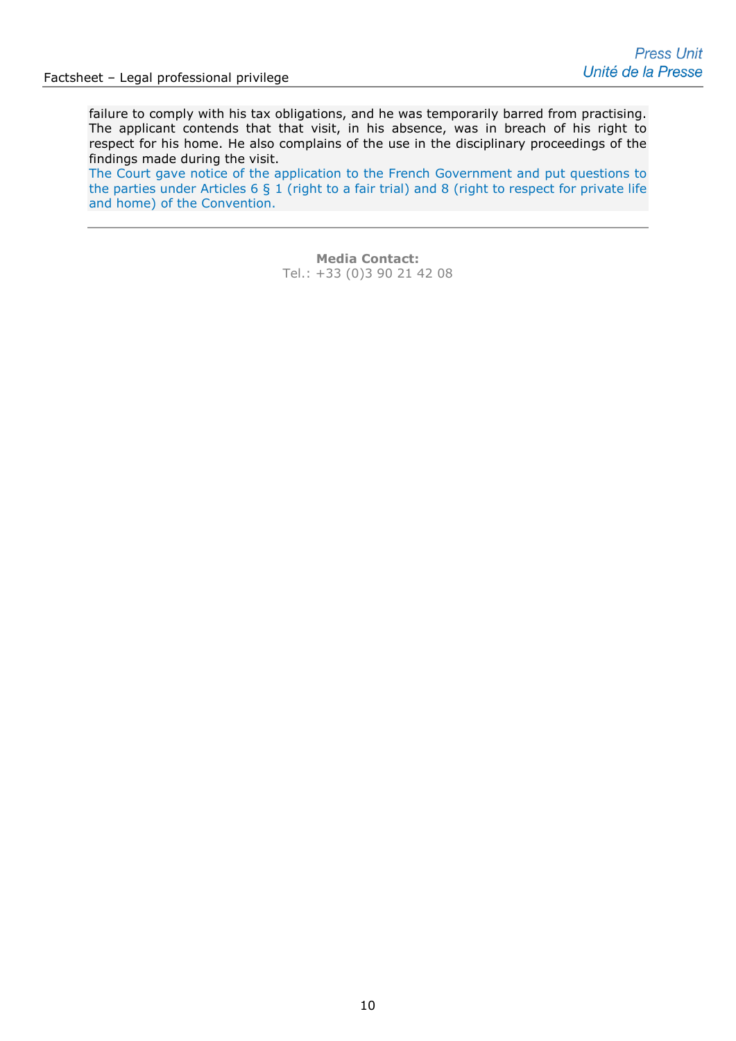failure to comply with his tax obligations, and he was temporarily barred from practising. The applicant contends that that visit, in his absence, was in breach of his right to respect for his home. He also complains of the use in the disciplinary proceedings of the findings made during the visit.

The Court gave notice of the application to the French Government and put questions to the parties under Articles 6 § 1 (right to a fair trial) and 8 (right to respect for private life and home) of the Convention.

---

**Media Contact:**
Tel.: +33 (0)3 90 21 42 08